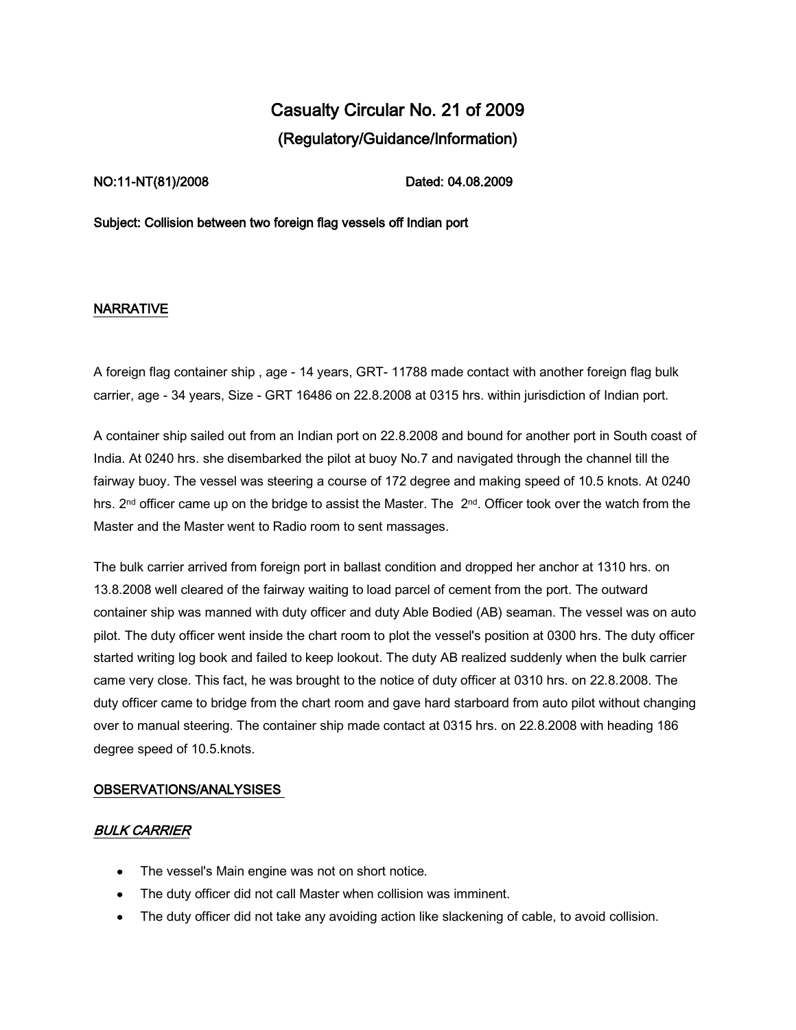# Casualty Circular No. 21 of 2009

## (Regulatory/Guidance/Information)

**NO:11-NT(81)/2008 Dated: 04.08.2009**

**Subject: Collision between two foreign flag vessels off Indian port**

## NARRATIVE

A foreign flag container ship , age - 14 years, GRT- 11788 made contact with another foreign flag bulk carrier, age - 34 years, Size - GRT 16486 on 22.8.2008 at 0315 hrs. within jurisdiction of Indian port.

A container ship sailed out from an Indian port on 22.8.2008 and bound for another port in South coast of India. At 0240 hrs. she disembarked the pilot at buoy No.7 and navigated through the channel till the fairway buoy. The vessel was steering a course of 172 degree and making speed of 10.5 knots. At 0240 hrs. 2nd officer came up on the bridge to assist the Master. The 2nd. Officer took over the watch from the Master and the Master went to Radio room to sent massages.

The bulk carrier arrived from foreign port in ballast condition and dropped her anchor at 1310 hrs. on 13.8.2008 well cleared of the fairway waiting to load parcel of cement from the port. The outward container ship was manned with duty officer and duty Able Bodied (AB) seaman. The vessel was on auto pilot. The duty officer went inside the chart room to plot the vessel's position at 0300 hrs. The duty officer started writing log book and failed to keep lookout. The duty AB realized suddenly when the bulk carrier came very close. This fact, he was brought to the notice of duty officer at 0310 hrs. on 22.8.2008. The duty officer came to bridge from the chart room and gave hard starboard from auto pilot without changing over to manual steering. The container ship made contact at 0315 hrs. on 22.8.2008 with heading 186 degree speed of 10.5.knots.

## OBSERVATIONS/ANALYSISES

### *BULK CARRIER*

- The vessel's Main engine was not on short notice.
- The duty officer did not call Master when collision was imminent.
- The duty officer did not take any avoiding action like slackening of cable, to avoid collision.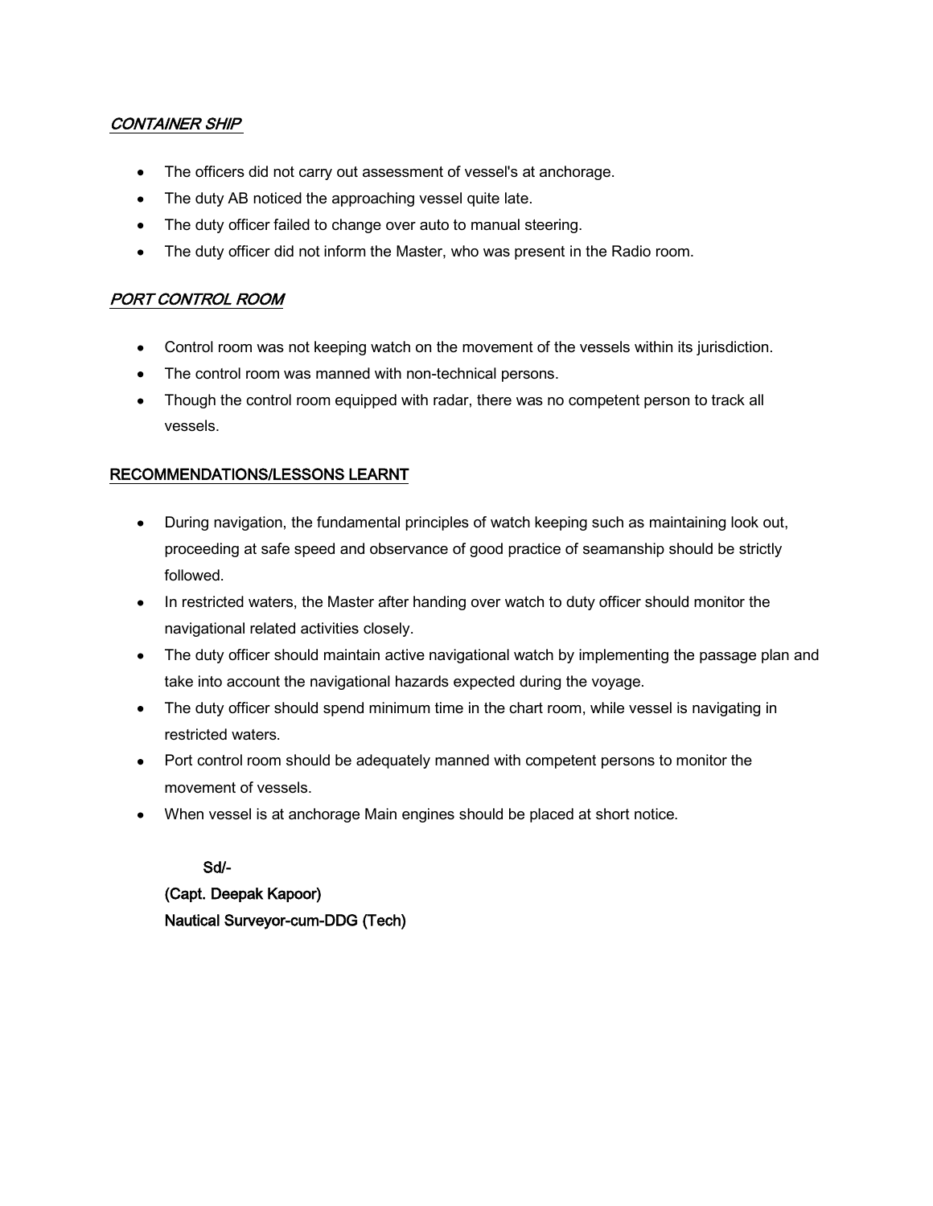## *CONTAINER SHIP*

- The officers did not carry out assessment of vessel's at anchorage.
- The duty AB noticed the approaching vessel quite late.
- The duty officer failed to change over auto to manual steering.
- The duty officer did not inform the Master, who was present in the Radio room.

## *PORT CONTROL ROOM*

- Control room was not keeping watch on the movement of the vessels within its jurisdiction.
- The control room was manned with non-technical persons.
- Though the control room equipped with radar, there was no competent person to track all vessels.

## RECOMMENDATIONS/LESSONS LEARNT

- During navigation, the fundamental principles of watch keeping such as maintaining look out, proceeding at safe speed and observance of good practice of seamanship should be strictly followed.
- In restricted waters, the Master after handing over watch to duty officer should monitor the navigational related activities closely.
- The duty officer should maintain active navigational watch by implementing the passage plan and take into account the navigational hazards expected during the voyage.
- The duty officer should spend minimum time in the chart room, while vessel is navigating in restricted waters.
- Port control room should be adequately manned with competent persons to monitor the movement of vessels.
- When vessel is at anchorage Main engines should be placed at short notice.

Sd/-

(Capt. Deepak Kapoor)

Nautical Surveyor-cum-DDG (Tech)